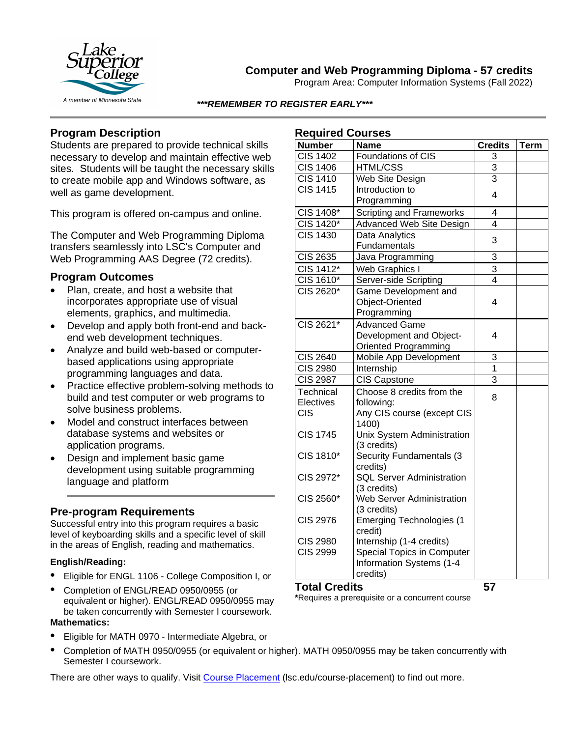# Computer and Web Programming Diploma - 57 credits

Program Area: Computer Information Systems (Fall 2022)

***REMEMBER TO REGISTER EARLY***

## Program Description

Students are prepared to provide technical skills necessary to develop and maintain effective web sites. Students will be taught the necessary skills to create mobile app and Windows software, as well as game development.

This program is offered on-campus and online.

The Computer and Web Programming Diploma transfers seamlessly into LSC's Computer and Web Programming AAS Degree (72 credits).

## Program Outcomes

- Plan, create, and host a website that incorporates appropriate use of visual elements, graphics, and multimedia.
- Develop and apply both front-end and back-end web development techniques.
- Analyze and build web-based or computer-based applications using appropriate programming languages and data.
- Practice effective problem-solving methods to build and test computer or web programs to solve business problems.
- Model and construct interfaces between database systems and websites or application programs.
- Design and implement basic game development using suitable programming language and platform

## Pre-program Requirements

Successful entry into this program requires a basic level of keyboarding skills and a specific level of skill in the areas of English, reading and mathematics.

**English/Reading:**

- Eligible for ENGL 1106 - College Composition I, or
- Completion of ENGL/READ 0950/0955 (or equivalent or higher). ENGL/READ 0950/0955 may be taken concurrently with Semester I coursework.

**Mathematics:**

- Eligible for MATH 0970 - Intermediate Algebra, or
- Completion of MATH 0950/0955 (or equivalent or higher). MATH 0950/0955 may be taken concurrently with Semester I coursework.

There are other ways to qualify. Visit Course Placement (lsc.edu/course-placement) to find out more.

## Required Courses

| Number | Name | Credits | Term |
|---|---|---|---|
| CIS 1402 | Foundations of CIS | 3 | |
| CIS 1406 | HTML/CSS | 3 | |
| CIS 1410 | Web Site Design | 3 | |
| CIS 1415 | Introduction to Programming | 4 | |
| CIS 1408* | Scripting and Frameworks | 4 | |
| CIS 1420* | Advanced Web Site Design | 4 | |
| CIS 1430 | Data Analytics Fundamentals | 3 | |
| CIS 2635 | Java Programming | 3 | |
| CIS 1412* | Web Graphics I | 3 | |
| CIS 1610* | Server-side Scripting | 4 | |
| CIS 2620* | Game Development and Object-Oriented Programming | 4 | |
| CIS 2621* | Advanced Game Development and Object-Oriented Programming | 4 | |
| CIS 2640 | Mobile App Development | 3 | |
| CIS 2980 | Internship | 1 | |
| CIS 2987 | CIS Capstone | 3 | |
| Technical Electives | Choose 8 credits from the following: | 8 | |
| CIS | Any CIS course (except CIS 1400) | | |
| CIS 1745 | Unix System Administration (3 credits) | | |
| CIS 1810* | Security Fundamentals (3 credits) | | |
| CIS 2972* | SQL Server Administration (3 credits) | | |
| CIS 2560* | Web Server Administration (3 credits) | | |
| CIS 2976 | Emerging Technologies (1 credit) | | |
| CIS 2980 | Internship (1-4 credits) | | |
| CIS 2999 | Special Topics in Computer Information Systems (1-4 credits) | | |
| **Total Credits** | | **57** | |

*Requires a prerequisite or a concurrent course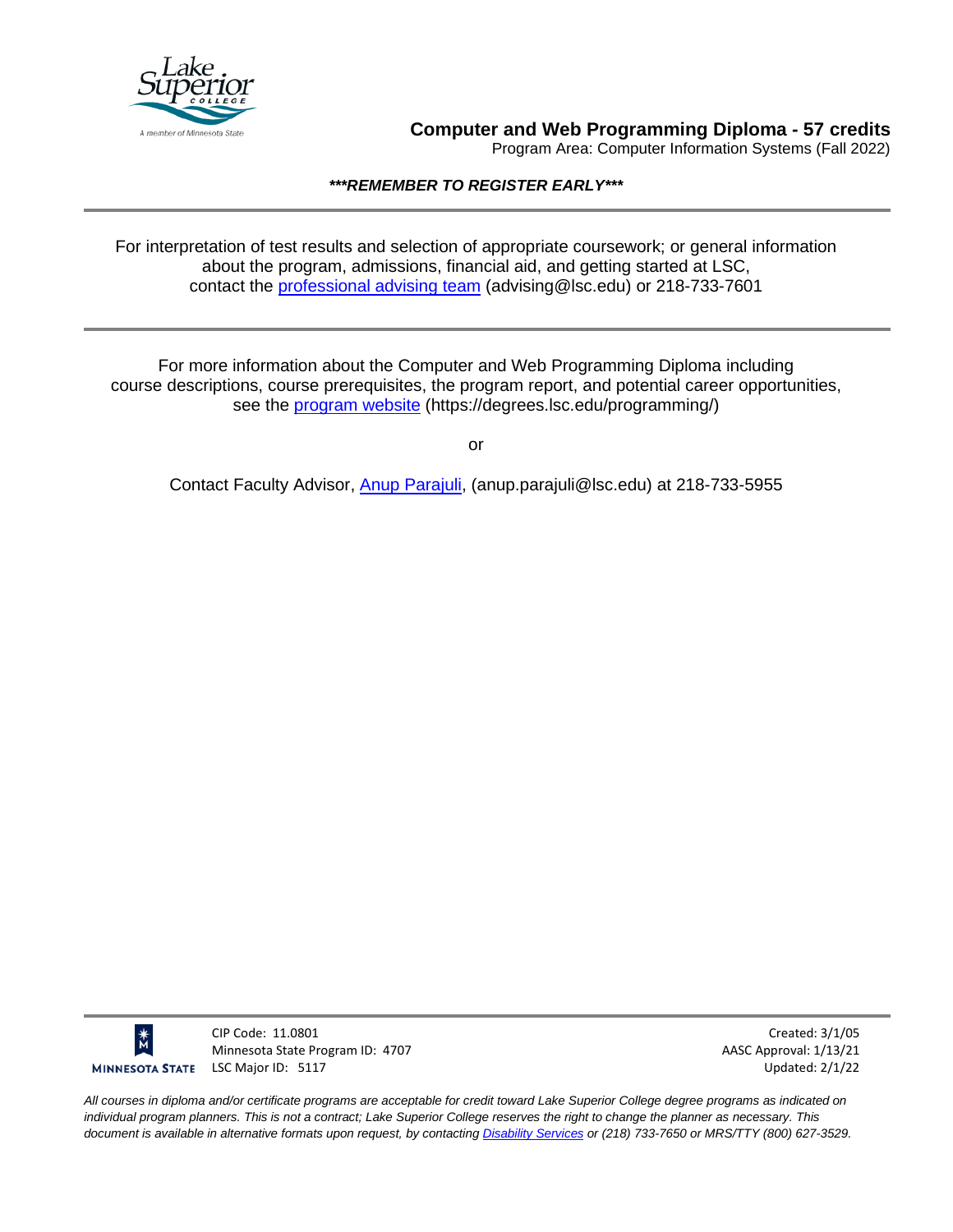# Computer and Web Programming Diploma - 57 credits

Program Area: Computer Information Systems (Fall 2022)

***REMEMBER TO REGISTER EARLY***

---

For interpretation of test results and selection of appropriate coursework; or general information about the program, admissions, financial aid, and getting started at LSC, contact the professional advising team (advising@lsc.edu) or 218-733-7601

---

For more information about the Computer and Web Programming Diploma including course descriptions, course prerequisites, the program report, and potential career opportunities, see the program website (https://degrees.lsc.edu/programming/)

or

Contact Faculty Advisor, Anup Parajuli, (anup.parajuli@lsc.edu) at 218-733-5955

---

CIP Code: 11.0801
Minnesota State Program ID: 4707
LSC Major ID: 5117

Created: 3/1/05
AASC Approval: 1/13/21
Updated: 2/1/22

*All courses in diploma and/or certificate programs are acceptable for credit toward Lake Superior College degree programs as indicated on individual program planners. This is not a contract; Lake Superior College reserves the right to change the planner as necessary. This document is available in alternative formats upon request, by contacting Disability Services or (218) 733-7650 or MRS/TTY (800) 627-3529.*